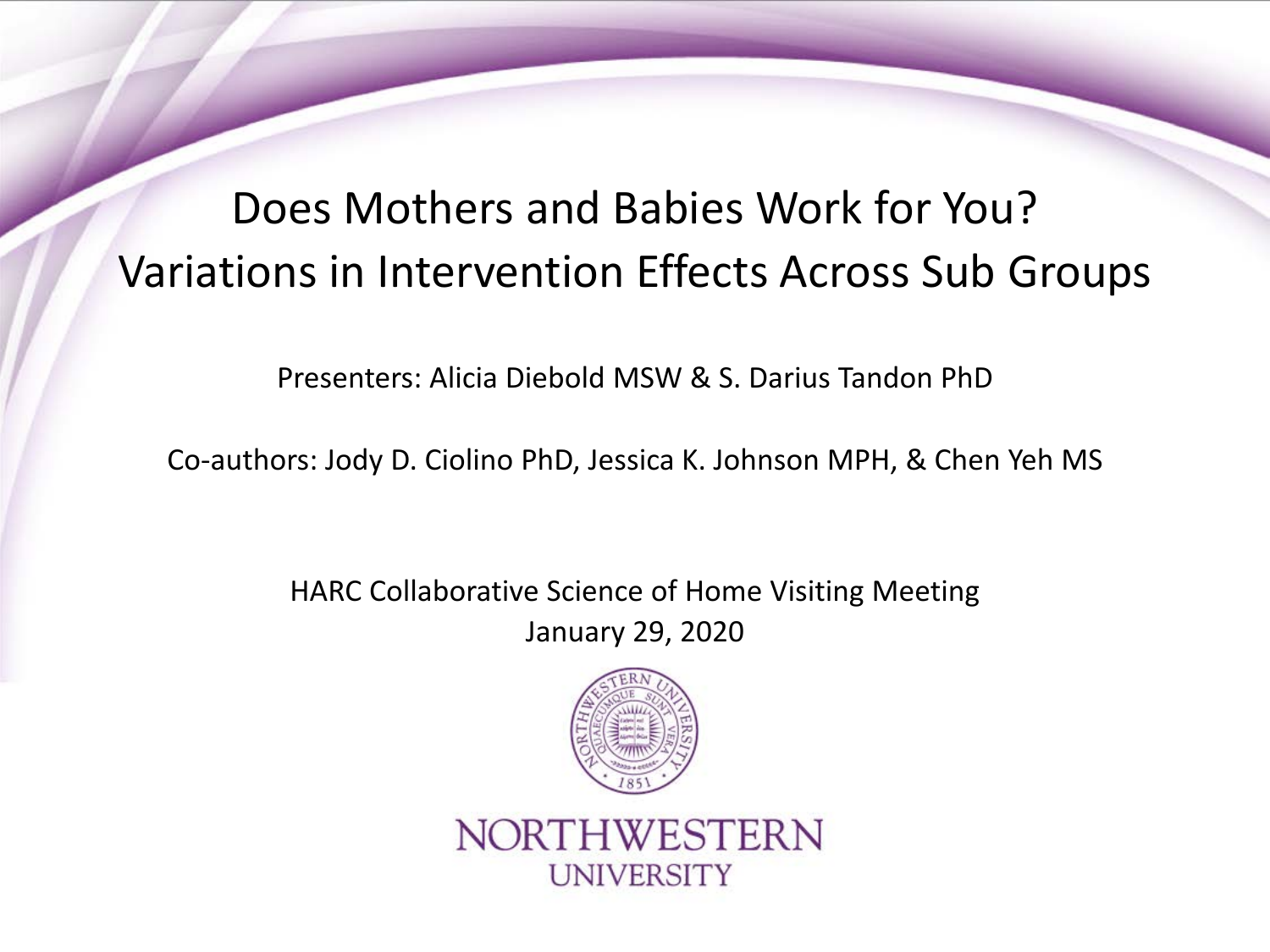# Does Mothers and Babies Work for You? Variations in Intervention Effects Across Sub Groups

Presenters: Alicia Diebold MSW & S. Darius Tandon PhD

Co-authors: Jody D. Ciolino PhD, Jessica K. Johnson MPH, & Chen Yeh MS

HARC Collaborative Science of Home Visiting Meeting
January 29, 2020

NORTHWESTERN UNIVERSITY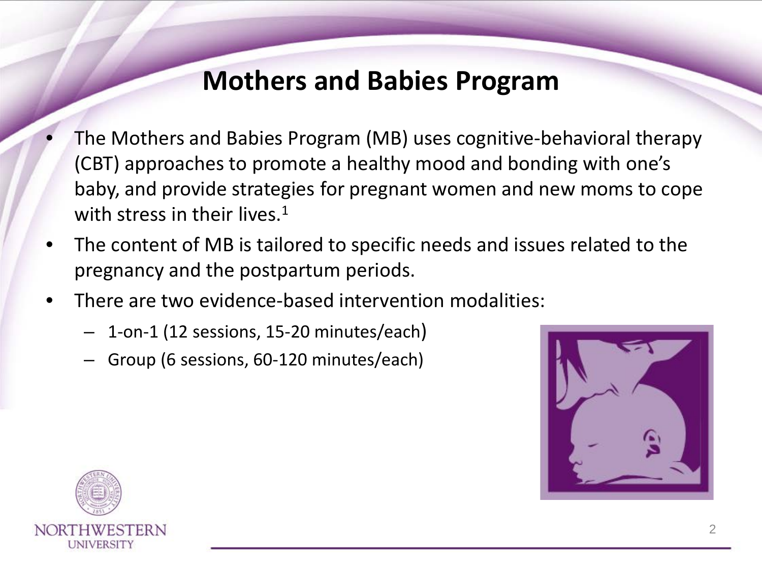# Mothers and Babies Program

- The Mothers and Babies Program (MB) uses cognitive-behavioral therapy (CBT) approaches to promote a healthy mood and bonding with one's baby, and provide strategies for pregnant women and new moms to cope with stress in their lives.[1]
- The content of MB is tailored to specific needs and issues related to the pregnancy and the postpartum periods.
- There are two evidence-based intervention modalities:
  - 1-on-1 (12 sessions, 15-20 minutes/each)
  - Group (6 sessions, 60-120 minutes/each)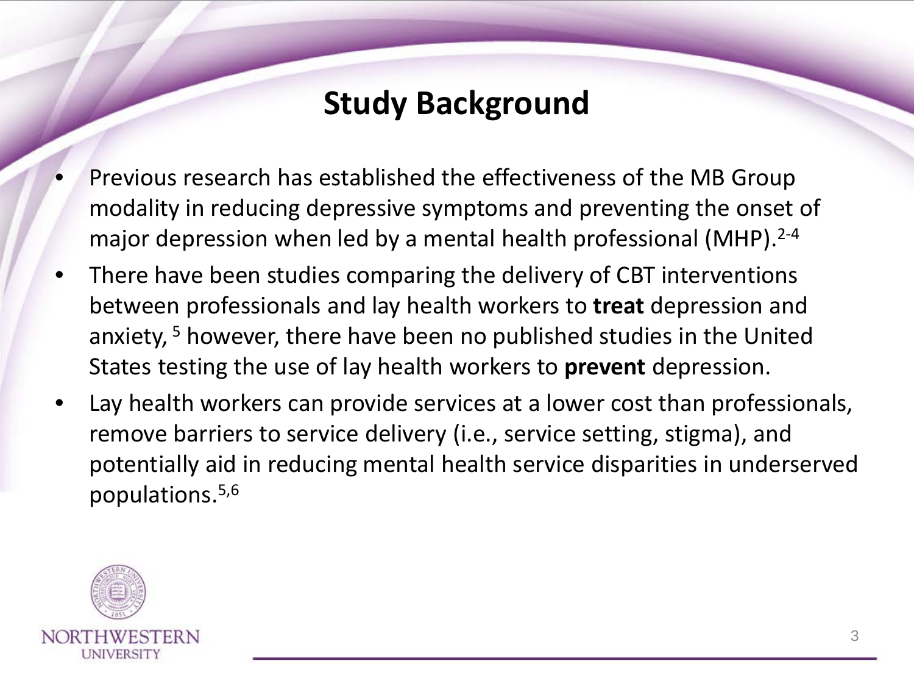## Study Background

- Previous research has established the effectiveness of the MB Group modality in reducing depressive symptoms and preventing the onset of major depression when led by a mental health professional (MHP).[2-4]
- There have been studies comparing the delivery of CBT interventions between professionals and lay health workers to **treat** depression and anxiety,[5] however, there have been no published studies in the United States testing the use of lay health workers to **prevent** depression.
- Lay health workers can provide services at a lower cost than professionals, remove barriers to service delivery (i.e., service setting, stigma), and potentially aid in reducing mental health service disparities in underserved populations.[5,6]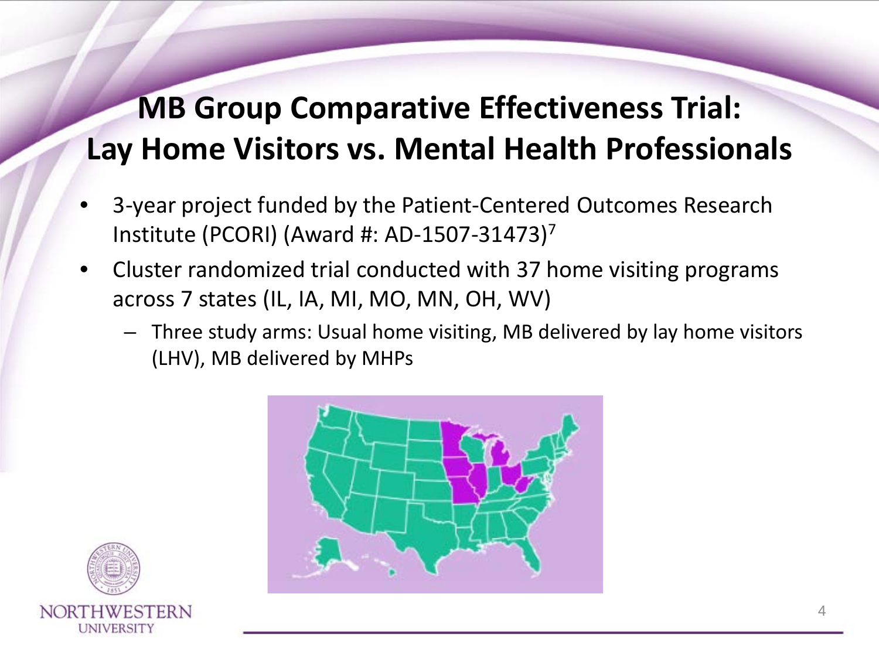# MB Group Comparative Effectiveness Trial: Lay Home Visitors vs. Mental Health Professionals

- 3-year project funded by the Patient-Centered Outcomes Research Institute (PCORI) (Award #: AD-1507-31473)[7]
- Cluster randomized trial conducted with 37 home visiting programs across 7 states (IL, IA, MI, MO, MN, OH, WV)
  - Three study arms: Usual home visiting, MB delivered by lay home visitors (LHV), MB delivered by MHPs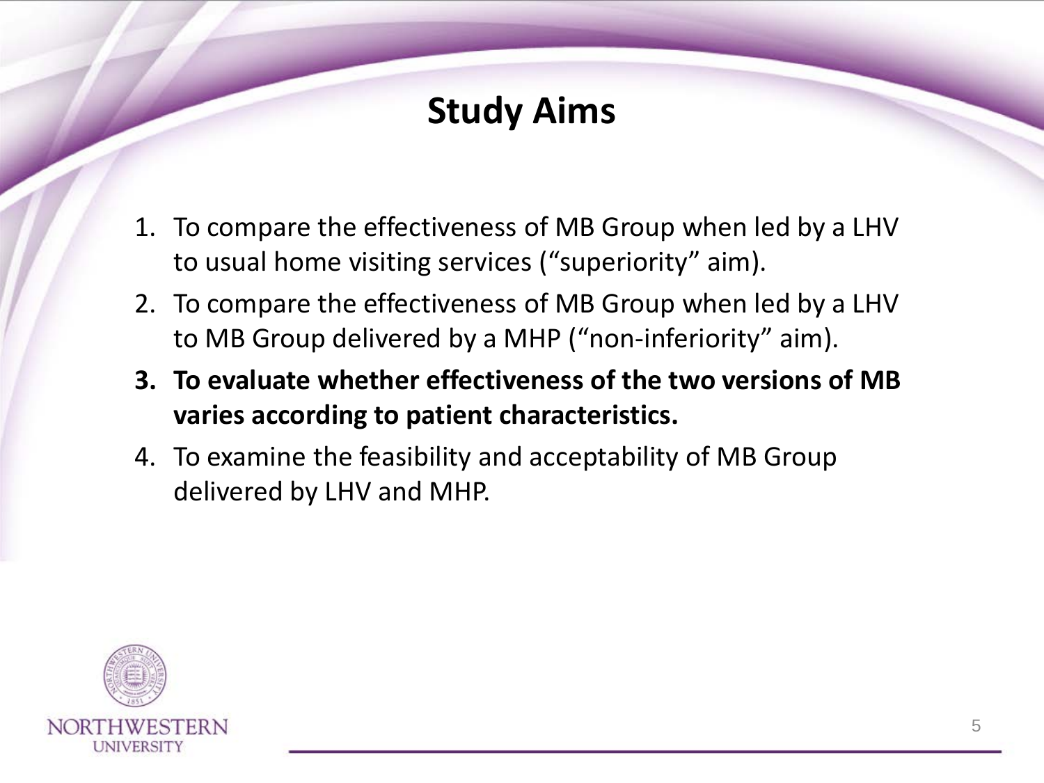# Study Aims

1. To compare the effectiveness of MB Group when led by a LHV to usual home visiting services ("superiority" aim).
2. To compare the effectiveness of MB Group when led by a LHV to MB Group delivered by a MHP ("non-inferiority" aim).
3. **To evaluate whether effectiveness of the two versions of MB varies according to patient characteristics.**
4. To examine the feasibility and acceptability of MB Group delivered by LHV and MHP.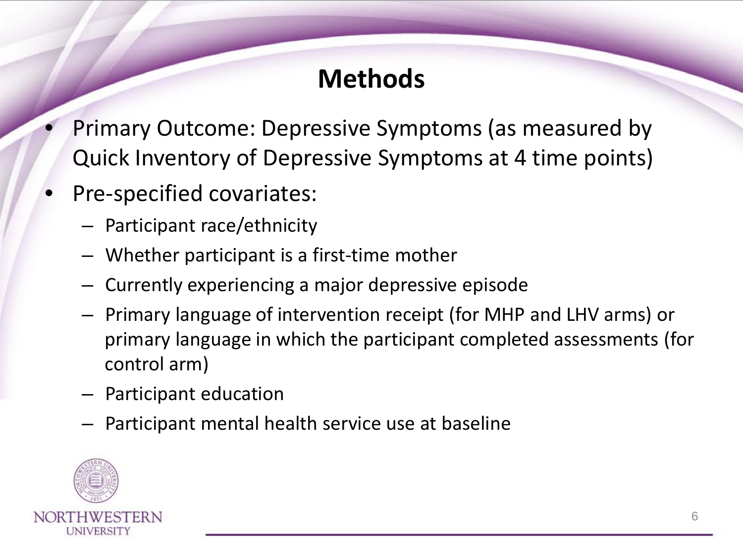# Methods

- Primary Outcome: Depressive Symptoms (as measured by Quick Inventory of Depressive Symptoms at 4 time points)
- Pre-specified covariates:
  - Participant race/ethnicity
  - Whether participant is a first-time mother
  - Currently experiencing a major depressive episode
  - Primary language of intervention receipt (for MHP and LHV arms) or primary language in which the participant completed assessments (for control arm)
  - Participant education
  - Participant mental health service use at baseline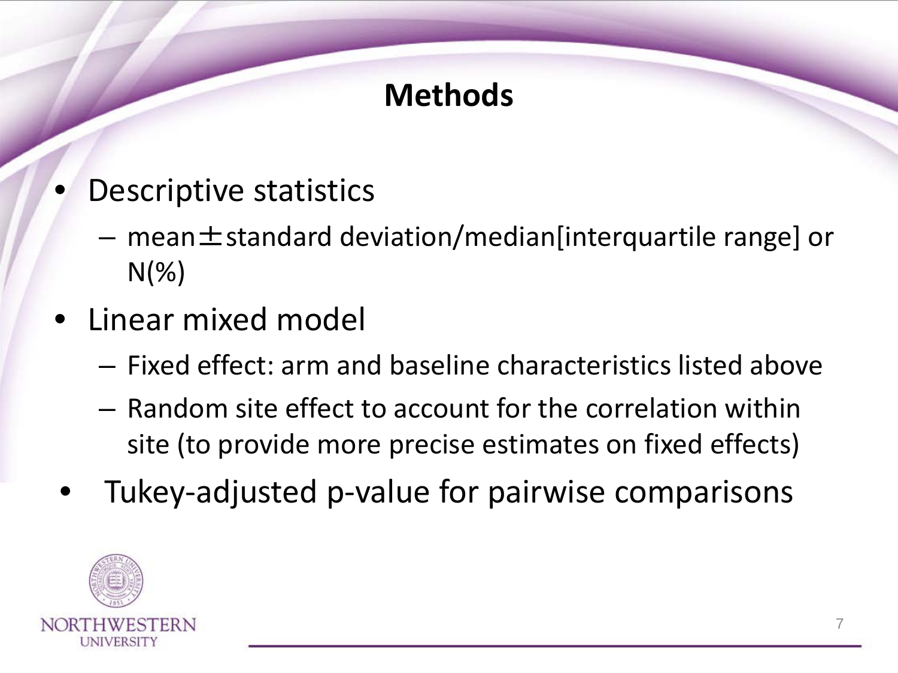# Methods

- Descriptive statistics
  - mean±standard deviation/median[interquartile range] or N(%)
- Linear mixed model
  - Fixed effect: arm and baseline characteristics listed above
  - Random site effect to account for the correlation within site (to provide more precise estimates on fixed effects)
- Tukey-adjusted p-value for pairwise comparisons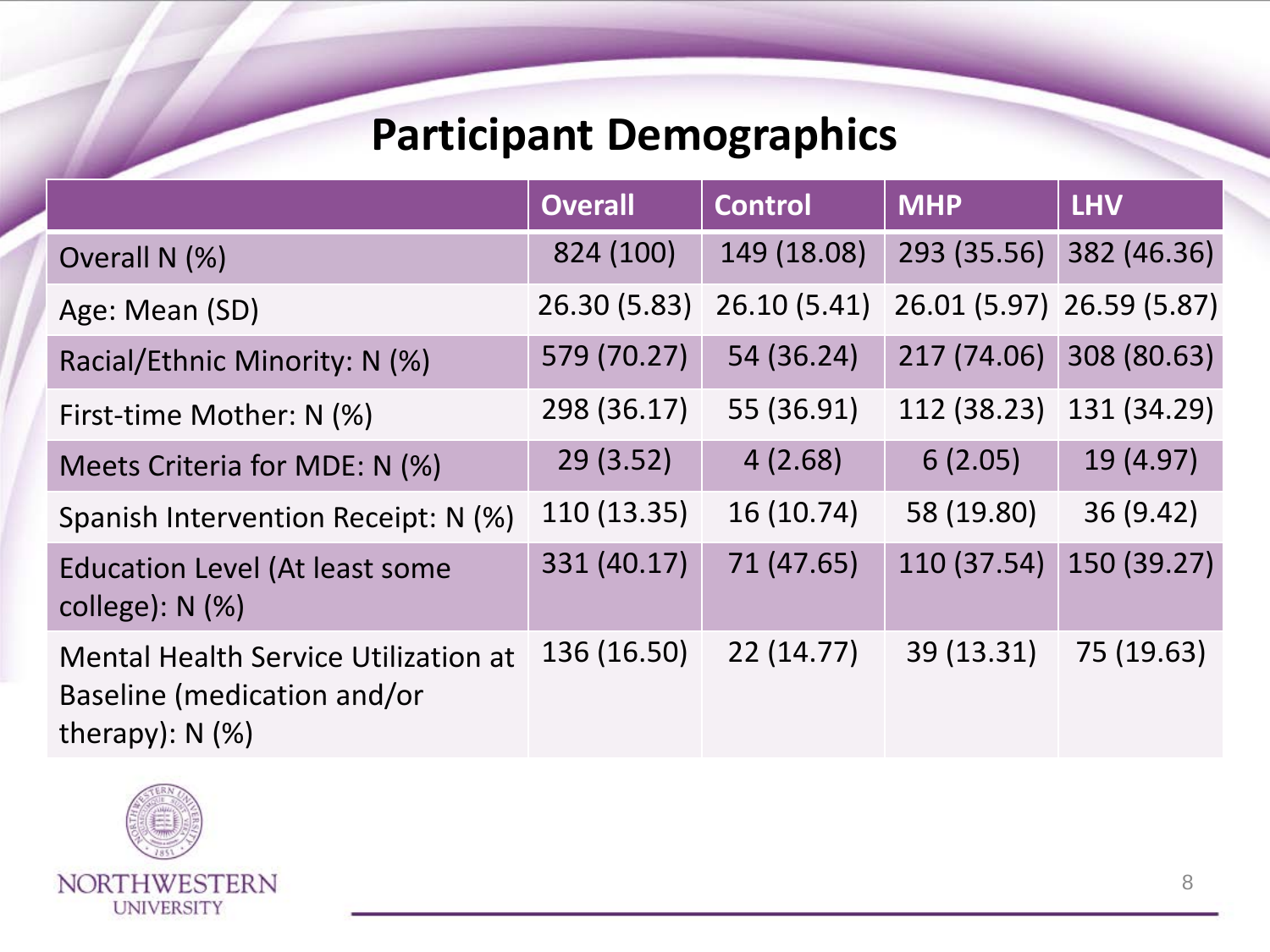# Participant Demographics

| | Overall | Control | MHP | LHV |
|---|---|---|---|---|
| Overall N (%) | 824 (100) | 149 (18.08) | 293 (35.56) | 382 (46.36) |
| Age: Mean (SD) | 26.30 (5.83) | 26.10 (5.41) | 26.01 (5.97) | 26.59 (5.87) |
| Racial/Ethnic Minority: N (%) | 579 (70.27) | 54 (36.24) | 217 (74.06) | 308 (80.63) |
| First-time Mother: N (%) | 298 (36.17) | 55 (36.91) | 112 (38.23) | 131 (34.29) |
| Meets Criteria for MDE: N (%) | 29 (3.52) | 4 (2.68) | 6 (2.05) | 19 (4.97) |
| Spanish Intervention Receipt: N (%) | 110 (13.35) | 16 (10.74) | 58 (19.80) | 36 (9.42) |
| Education Level (At least some college): N (%) | 331 (40.17) | 71 (47.65) | 110 (37.54) | 150 (39.27) |
| Mental Health Service Utilization at Baseline (medication and/or therapy): N (%) | 136 (16.50) | 22 (14.77) | 39 (13.31) | 75 (19.63) |

NORTHWESTERN UNIVERSITY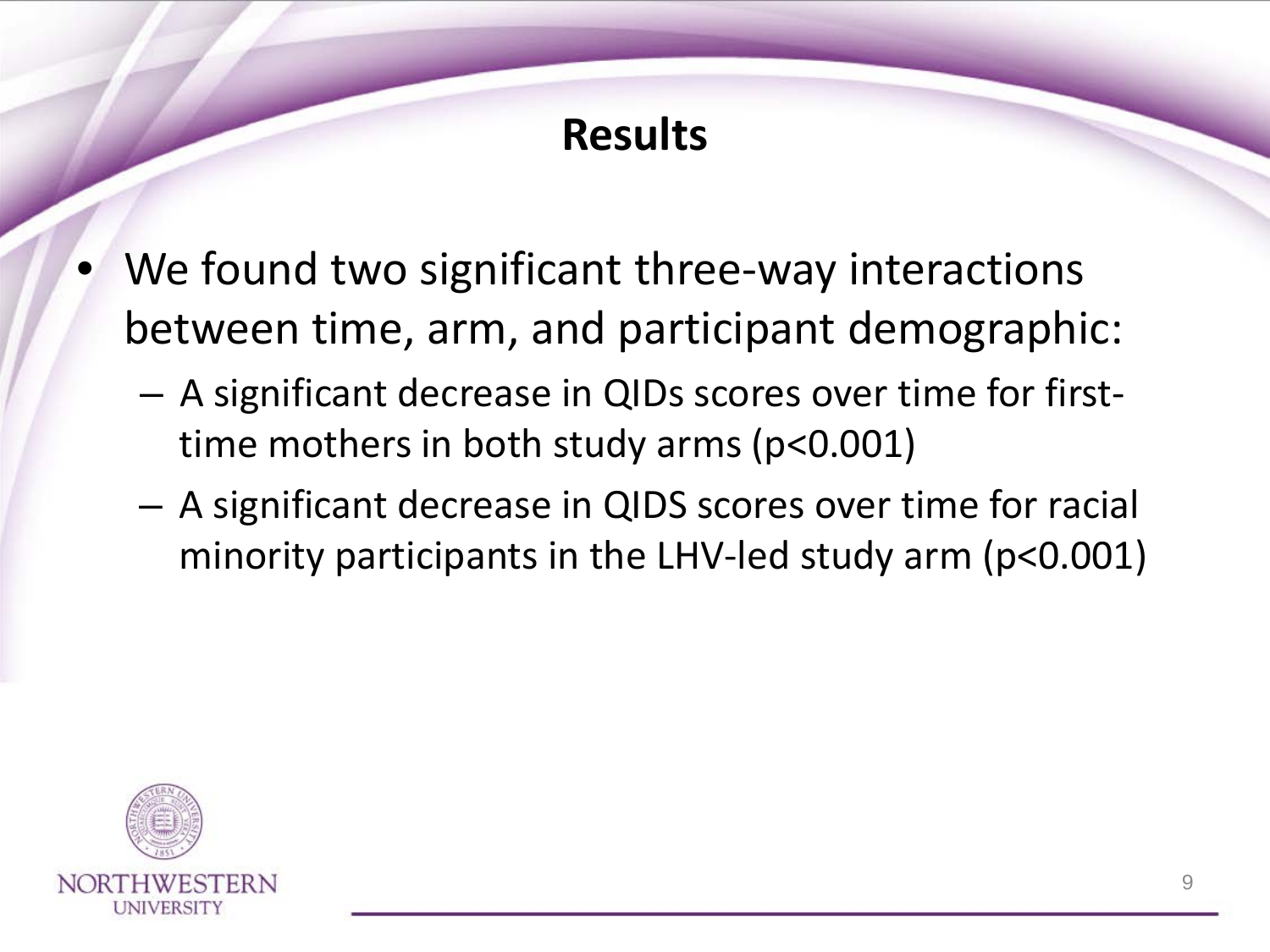# Results

- We found two significant three-way interactions between time, arm, and participant demographic:
  - A significant decrease in QIDs scores over time for first-time mothers in both study arms ($p<0.001$)
  - A significant decrease in QIDS scores over time for racial minority participants in the LHV-led study arm ($p<0.001$)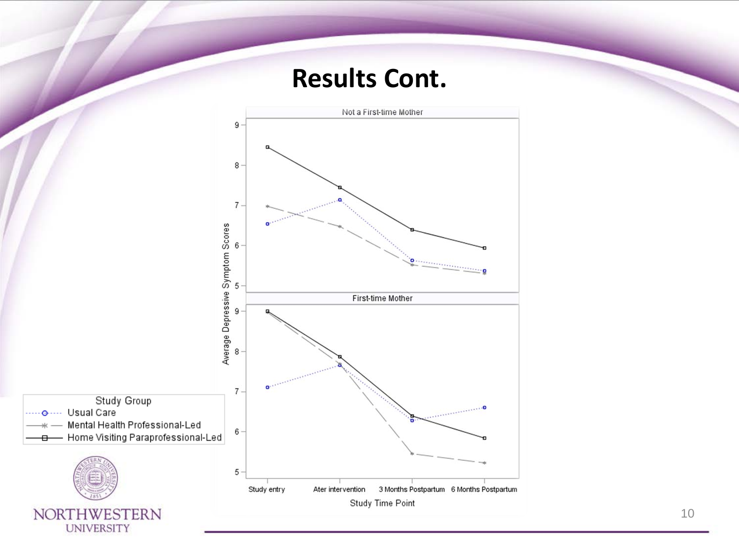# Results Cont.

Not a First-time Mother

First-time Mother

Average Depressive Symptom Scores

Study Time Point

Study entry | Ater intervention | 3 Months Postpartum | 6 Months Postpartum

Study Group
- Usual Care
- Mental Health Professional-Led
- Home Visiting Paraprofessional-Led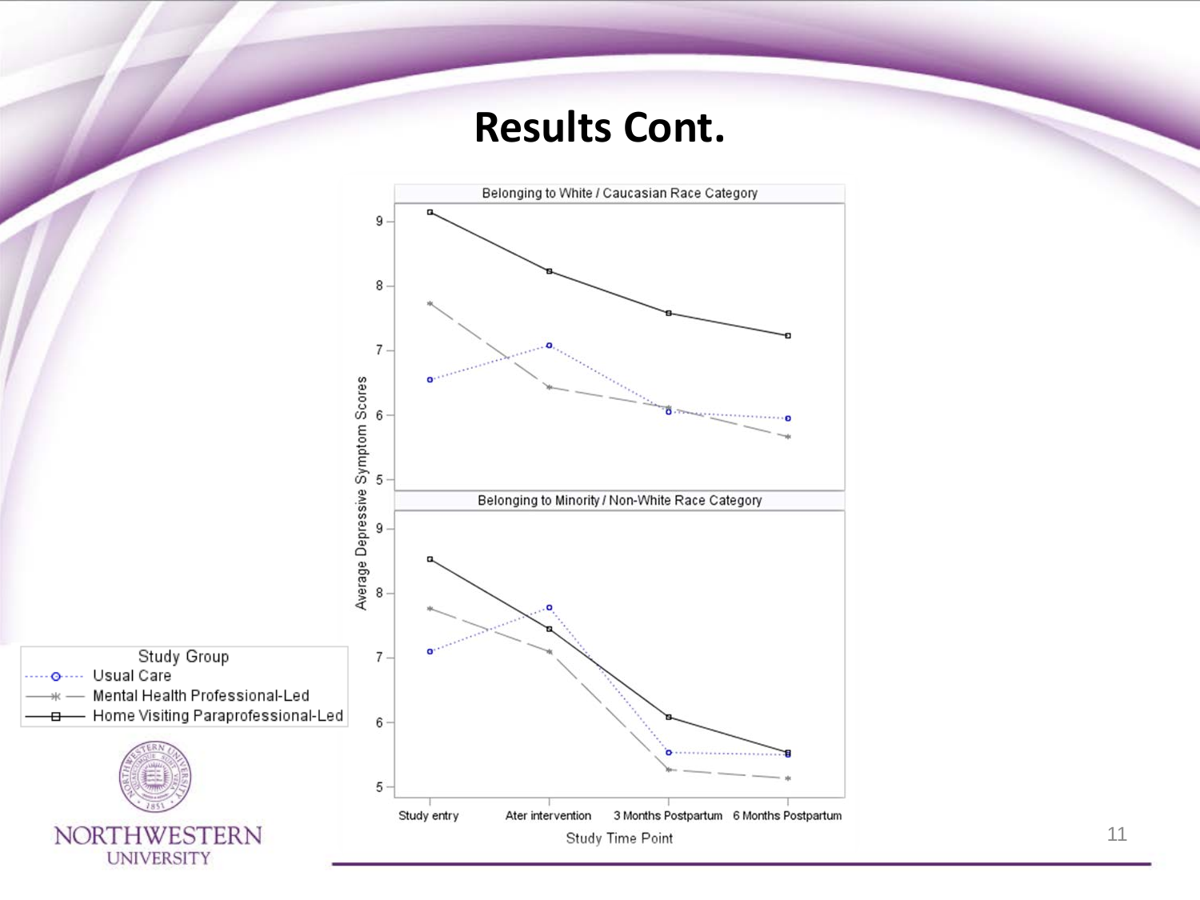# Results Cont.

Belonging to White / Caucasian Race Category

Belonging to Minority / Non-White Race Category

Average Depressive Symptom Scores

Study entry | Ater intervention | 3 Months Postpartum | 6 Months Postpartum

Study Time Point

Study Group
- Usual Care
- Mental Health Professional-Led
- Home Visiting Paraprofessional-Led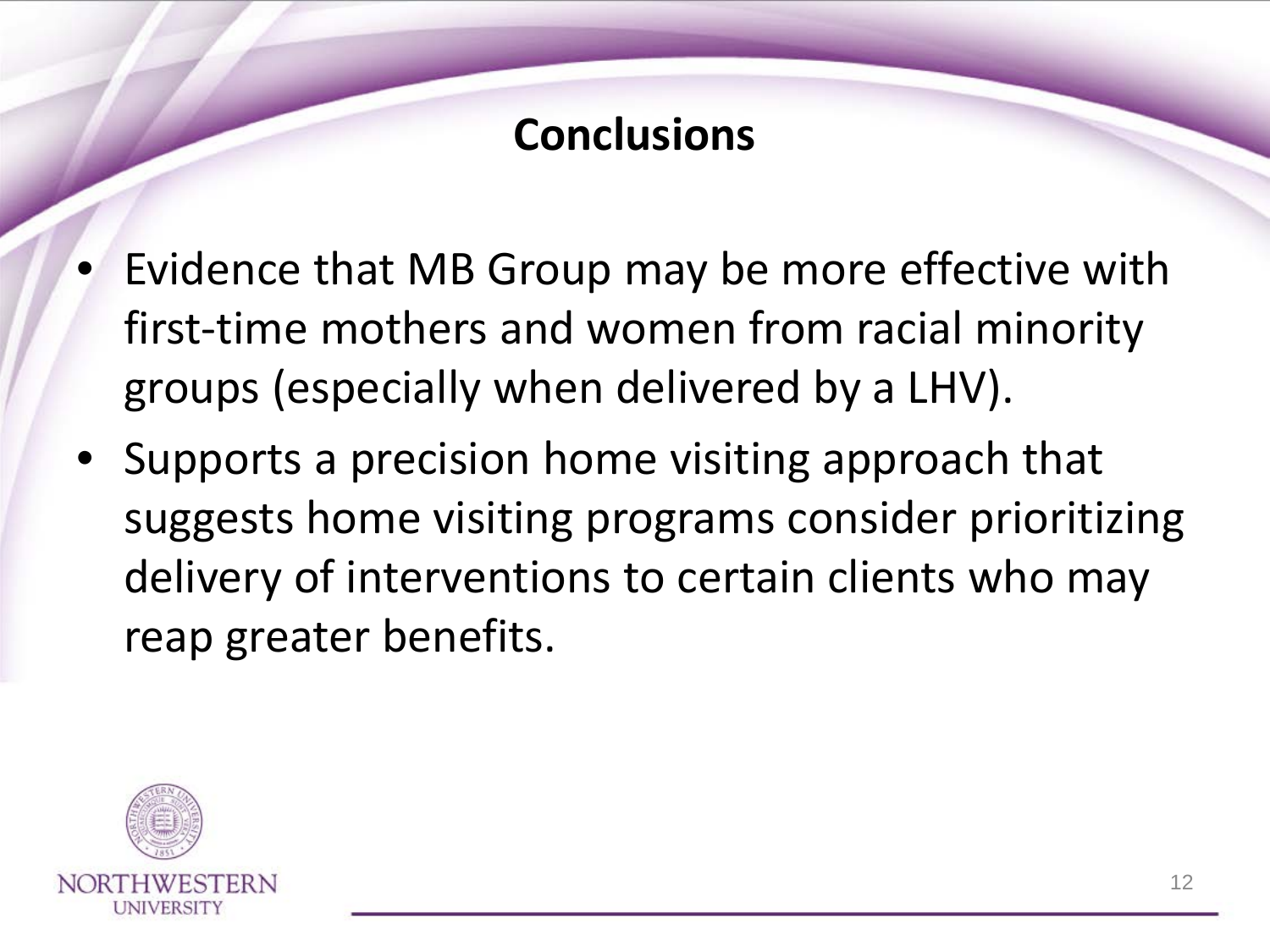# Conclusions

- Evidence that MB Group may be more effective with first-time mothers and women from racial minority groups (especially when delivered by a LHV).
- Supports a precision home visiting approach that suggests home visiting programs consider prioritizing delivery of interventions to certain clients who may reap greater benefits.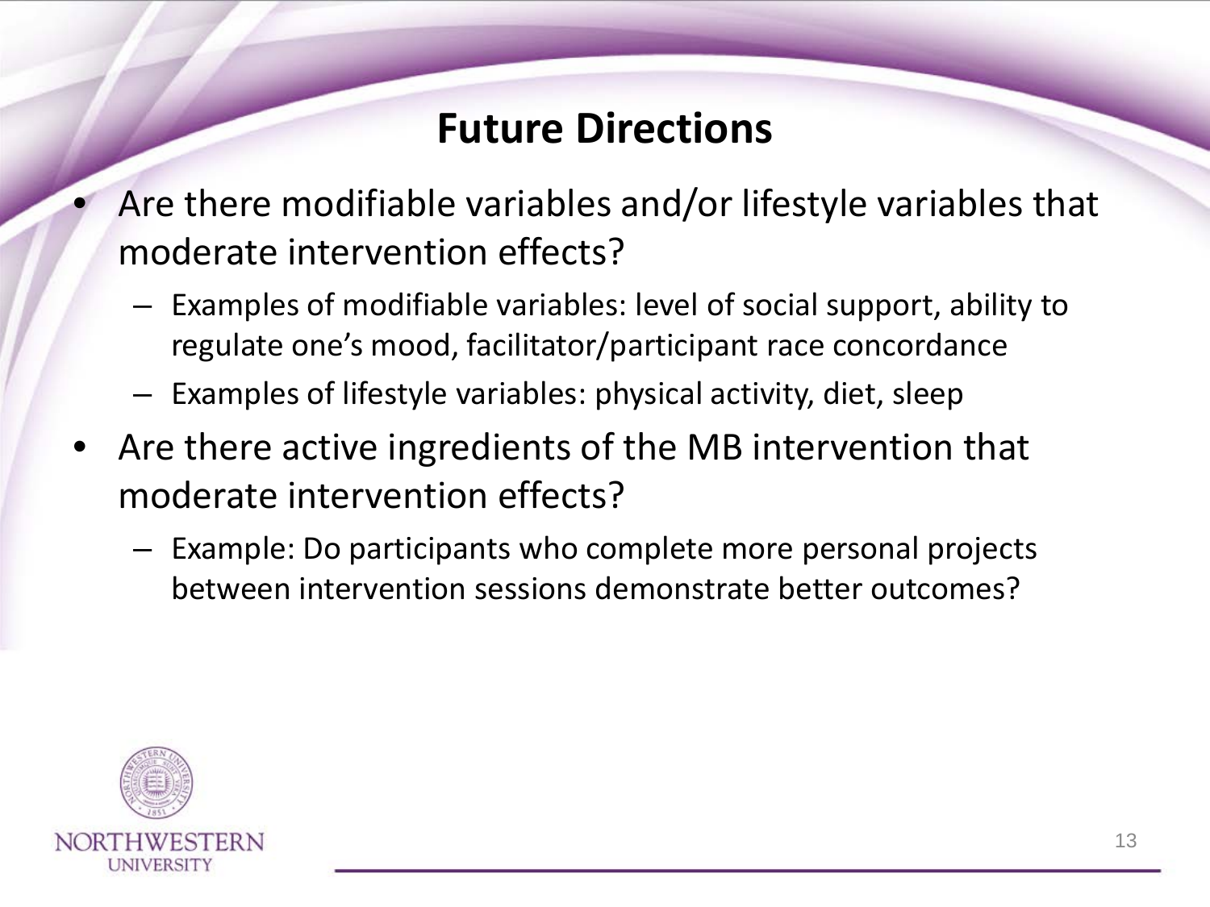# Future Directions

- Are there modifiable variables and/or lifestyle variables that moderate intervention effects?
  - Examples of modifiable variables: level of social support, ability to regulate one's mood, facilitator/participant race concordance
  - Examples of lifestyle variables: physical activity, diet, sleep
- Are there active ingredients of the MB intervention that moderate intervention effects?
  - Example: Do participants who complete more personal projects between intervention sessions demonstrate better outcomes?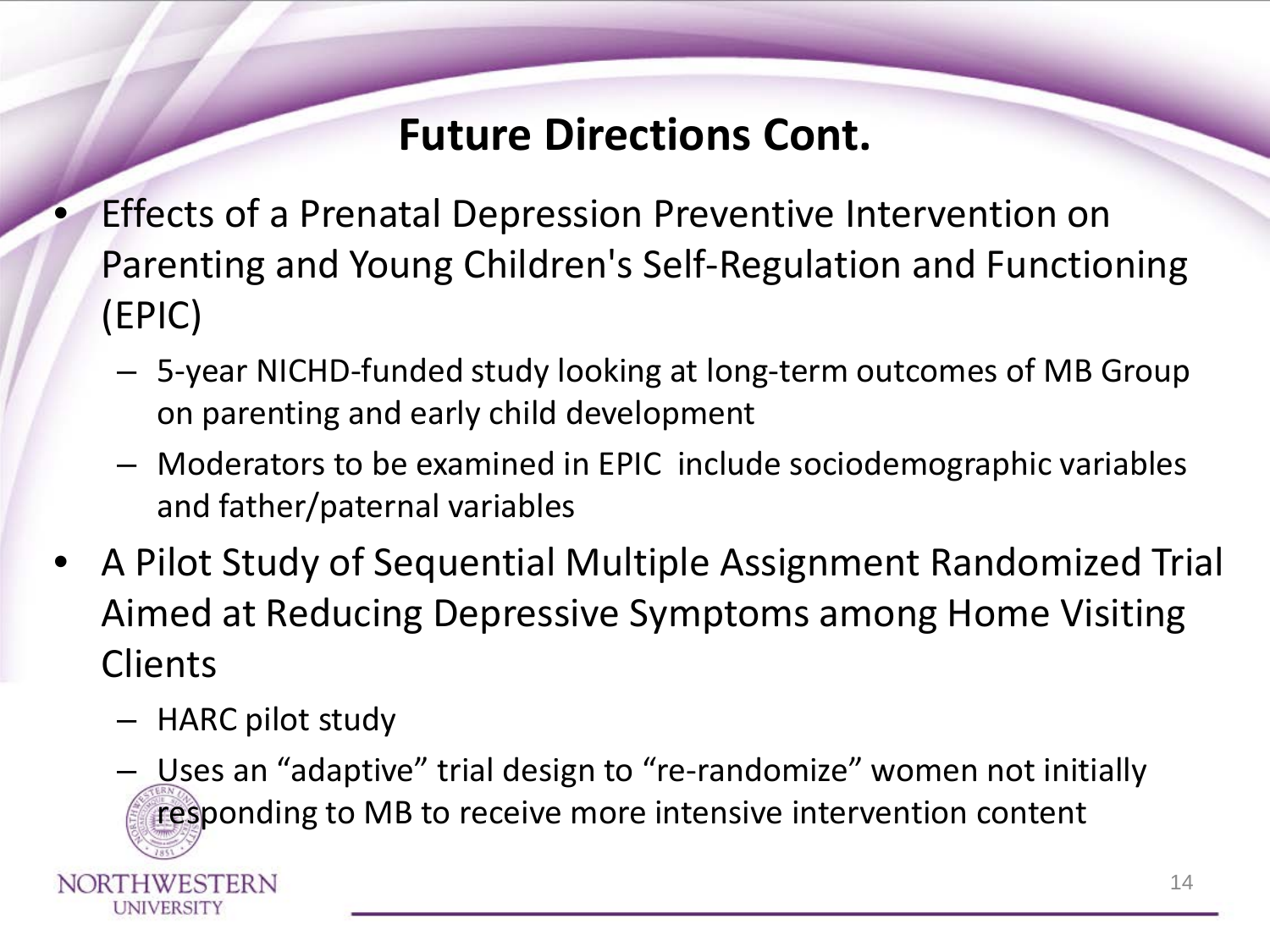# Future Directions Cont.

- Effects of a Prenatal Depression Preventive Intervention on Parenting and Young Children's Self-Regulation and Functioning (EPIC)
  - 5-year NICHD-funded study looking at long-term outcomes of MB Group on parenting and early child development
  - Moderators to be examined in EPIC include sociodemographic variables and father/paternal variables
- A Pilot Study of Sequential Multiple Assignment Randomized Trial Aimed at Reducing Depressive Symptoms among Home Visiting Clients
  - HARC pilot study
  - Uses an "adaptive" trial design to "re-randomize" women not initially responding to MB to receive more intensive intervention content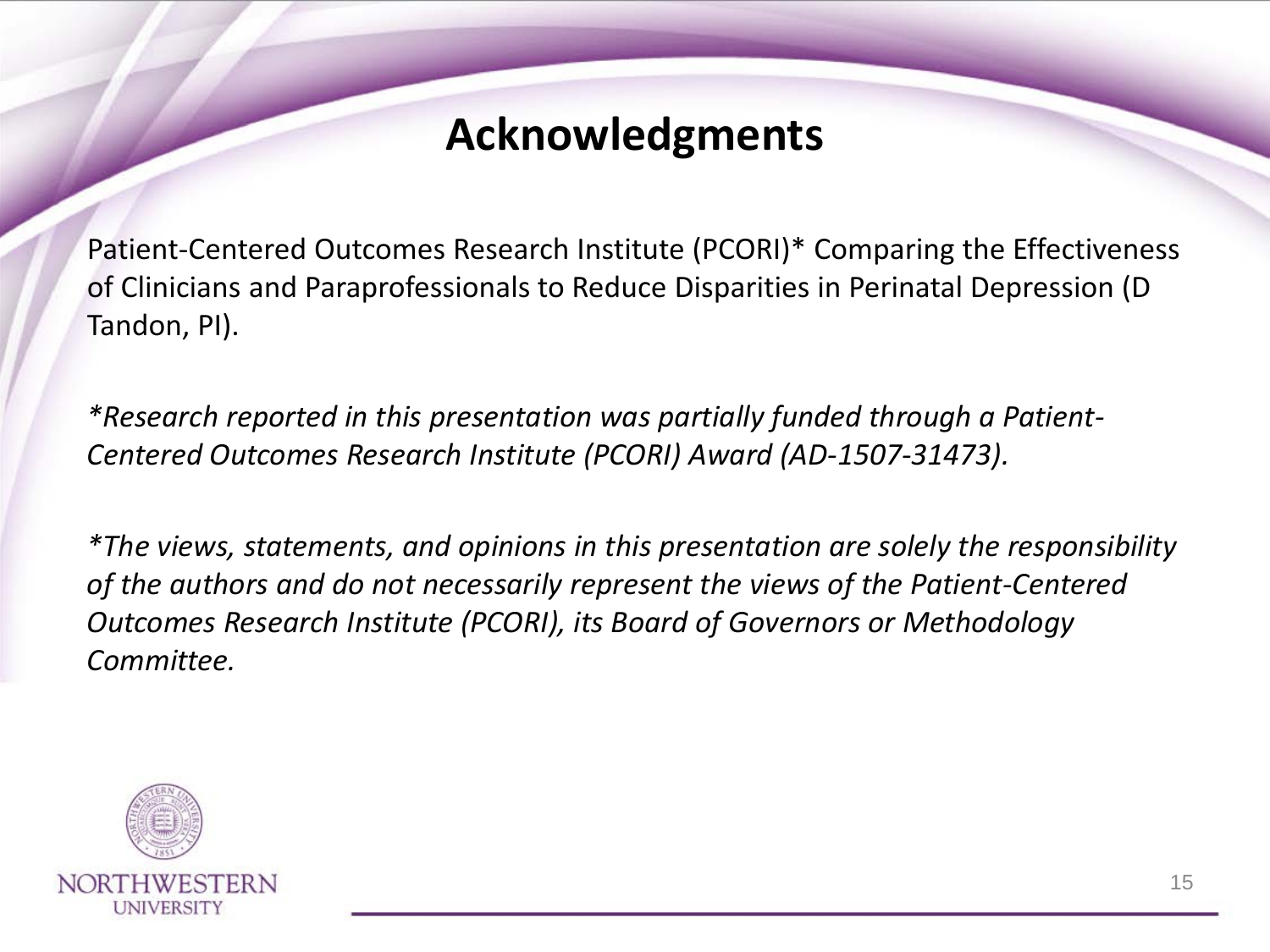# Acknowledgments

Patient-Centered Outcomes Research Institute (PCORI)* Comparing the Effectiveness of Clinicians and Paraprofessionals to Reduce Disparities in Perinatal Depression (D Tandon, PI).

*\*Research reported in this presentation was partially funded through a Patient-Centered Outcomes Research Institute (PCORI) Award (AD-1507-31473).*

*\*The views, statements, and opinions in this presentation are solely the responsibility of the authors and do not necessarily represent the views of the Patient-Centered Outcomes Research Institute (PCORI), its Board of Governors or Methodology Committee.*

NORTHWESTERN UNIVERSITY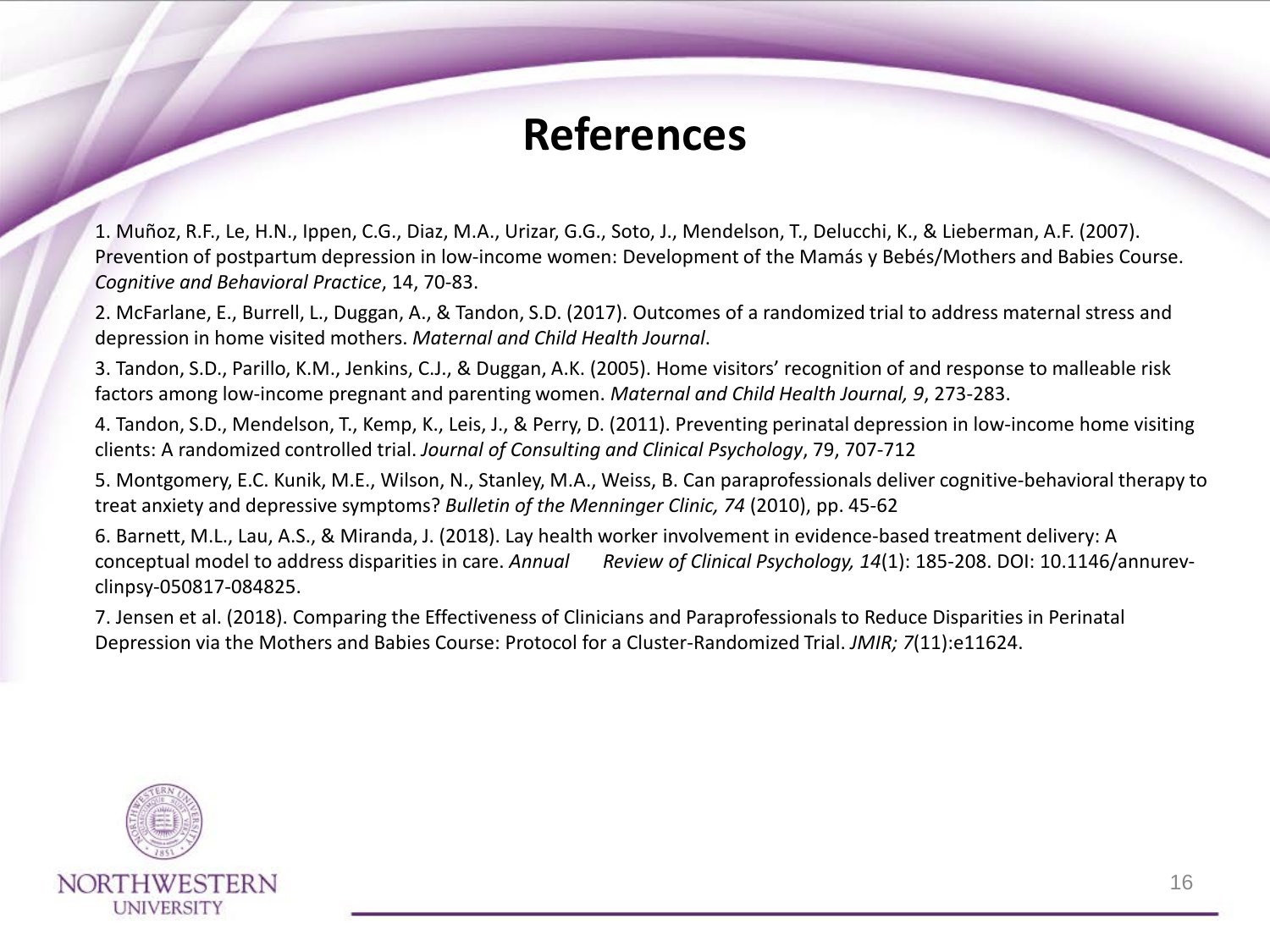# References

1. Muñoz, R.F., Le, H.N., Ippen, C.G., Diaz, M.A., Urizar, G.G., Soto, J., Mendelson, T., Delucchi, K., & Lieberman, A.F. (2007). Prevention of postpartum depression in low-income women: Development of the Mamás y Bebés/Mothers and Babies Course. *Cognitive and Behavioral Practice*, 14, 70-83.

2. McFarlane, E., Burrell, L., Duggan, A., & Tandon, S.D. (2017). Outcomes of a randomized trial to address maternal stress and depression in home visited mothers. *Maternal and Child Health Journal*.

3. Tandon, S.D., Parillo, K.M., Jenkins, C.J., & Duggan, A.K. (2005). Home visitors' recognition of and response to malleable risk factors among low-income pregnant and parenting women. *Maternal and Child Health Journal, 9*, 273-283.

4. Tandon, S.D., Mendelson, T., Kemp, K., Leis, J., & Perry, D. (2011). Preventing perinatal depression in low-income home visiting clients: A randomized controlled trial. *Journal of Consulting and Clinical Psychology*, 79, 707-712

5. Montgomery, E.C. Kunik, M.E., Wilson, N., Stanley, M.A., Weiss, B. Can paraprofessionals deliver cognitive-behavioral therapy to treat anxiety and depressive symptoms? *Bulletin of the Menninger Clinic, 74* (2010), pp. 45-62

6. Barnett, M.L., Lau, A.S., & Miranda, J. (2018). Lay health worker involvement in evidence-based treatment delivery: A conceptual model to address disparities in care. *Annual Review of Clinical Psychology, 14*(1): 185-208. DOI: 10.1146/annurev-clinpsy-050817-084825.

7. Jensen et al. (2018). Comparing the Effectiveness of Clinicians and Paraprofessionals to Reduce Disparities in Perinatal Depression via the Mothers and Babies Course: Protocol for a Cluster-Randomized Trial. *JMIR; 7*(11):e11624.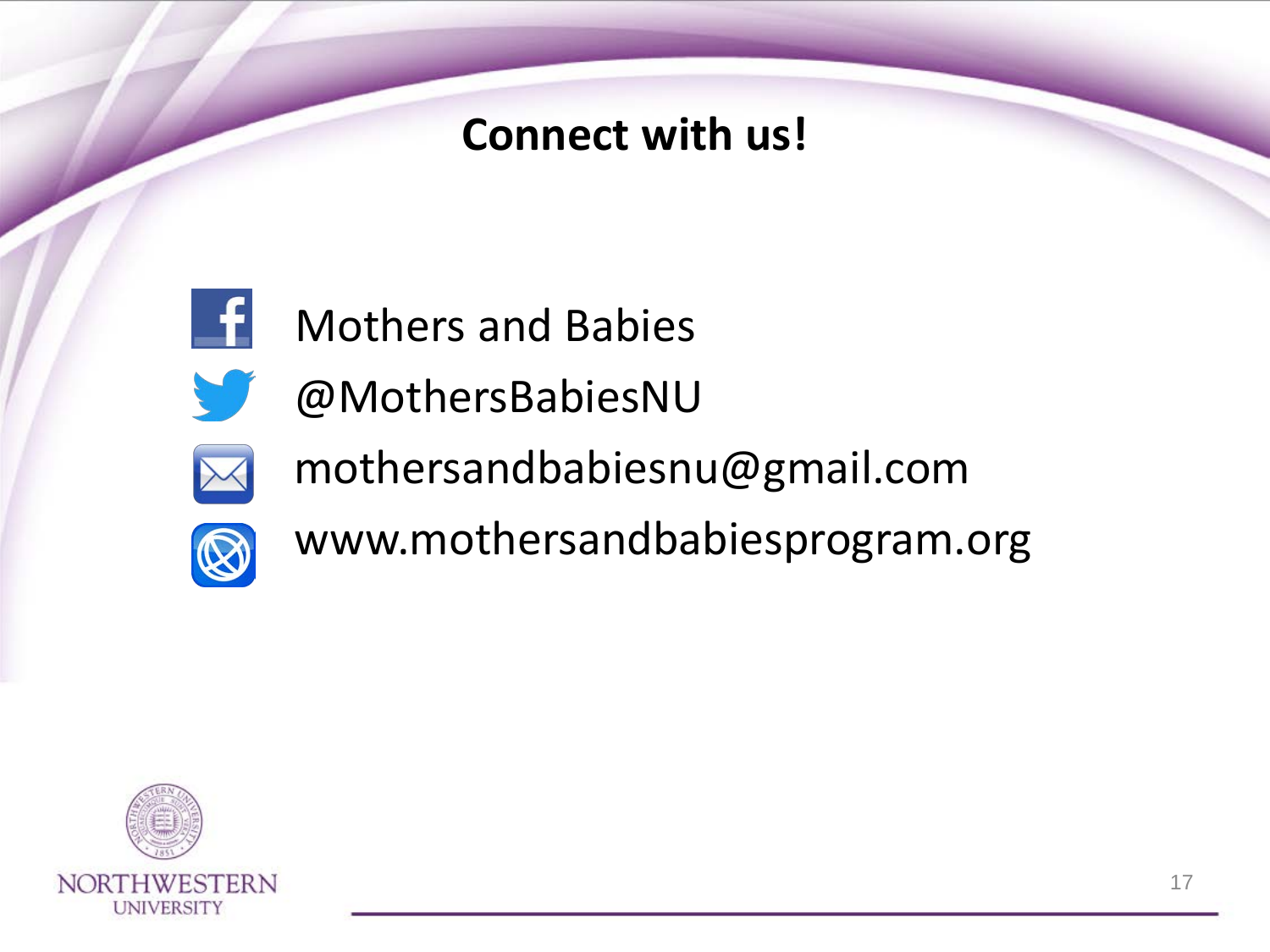# Connect with us!

- Mothers and Babies
- @MothersBabiesNU
- mothersandbabiesnu@gmail.com
- www.mothersandbabiesprogram.org

NORTHWESTERN UNIVERSITY